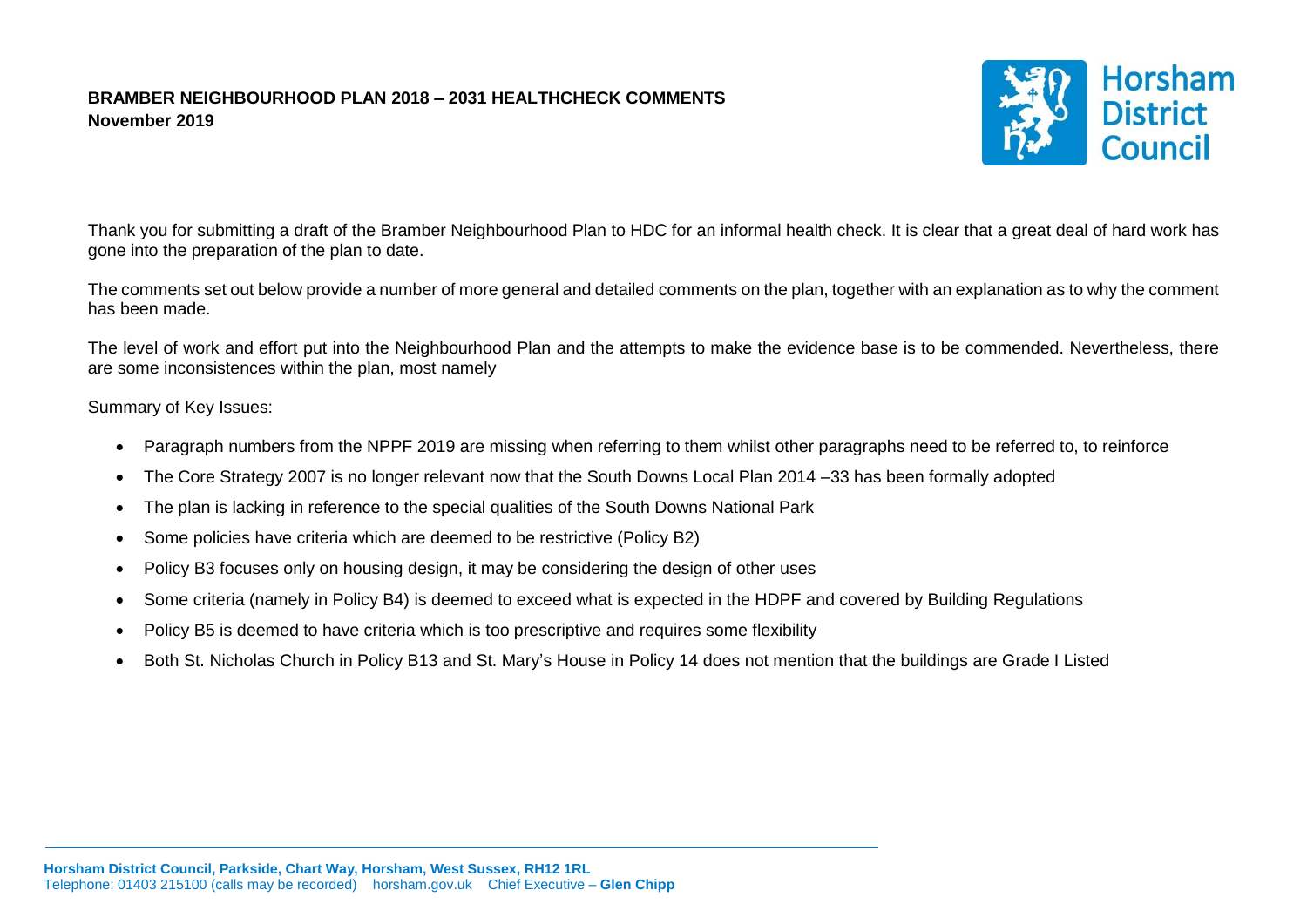**BRAMBER NEIGHBOURHOOD PLAN 2018 – 2031 HEALTHCHECK COMMENTS**
**November 2019**

Thank you for submitting a draft of the Bramber Neighbourhood Plan to HDC for an informal health check. It is clear that a great deal of hard work has gone into the preparation of the plan to date.

The comments set out below provide a number of more general and detailed comments on the plan, together with an explanation as to why the comment has been made.

The level of work and effort put into the Neighbourhood Plan and the attempts to make the evidence base is to be commended. Nevertheless, there are some inconsistences within the plan, most namely

Summary of Key Issues:

- Paragraph numbers from the NPPF 2019 are missing when referring to them whilst other paragraphs need to be referred to, to reinforce
- The Core Strategy 2007 is no longer relevant now that the South Downs Local Plan 2014 –33 has been formally adopted
- The plan is lacking in reference to the special qualities of the South Downs National Park
- Some policies have criteria which are deemed to be restrictive (Policy B2)
- Policy B3 focuses only on housing design, it may be considering the design of other uses
- Some criteria (namely in Policy B4) is deemed to exceed what is expected in the HDPF and covered by Building Regulations
- Policy B5 is deemed to have criteria which is too prescriptive and requires some flexibility
- Both St. Nicholas Church in Policy B13 and St. Mary's House in Policy 14 does not mention that the buildings are Grade I Listed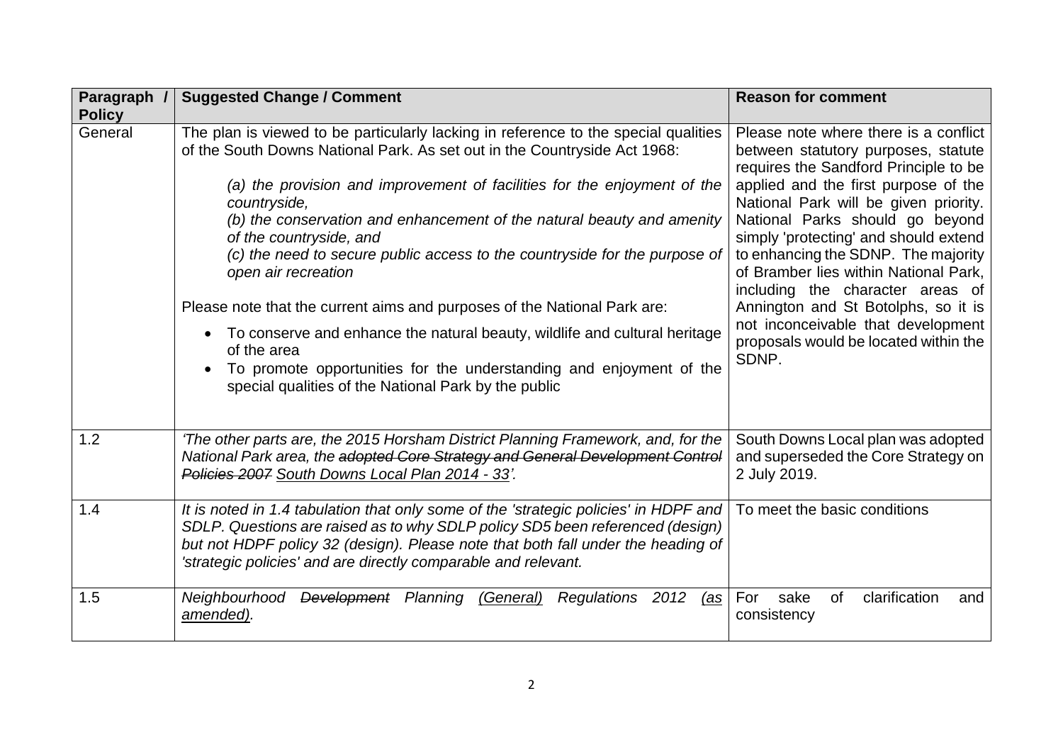| Paragraph / Policy | Suggested Change / Comment | Reason for comment |
|---|---|---|
| General | The plan is viewed to be particularly lacking in reference to the special qualities of the South Downs National Park. As set out in the Countryside Act 1968:<br><br>*(a) the provision and improvement of facilities for the enjoyment of the countryside,*<br>*(b) the conservation and enhancement of the natural beauty and amenity of the countryside, and*<br>*(c) the need to secure public access to the countryside for the purpose of open air recreation*<br><br>Please note that the current aims and purposes of the National Park are:<br><br>• To conserve and enhance the natural beauty, wildlife and cultural heritage of the area<br>• To promote opportunities for the understanding and enjoyment of the special qualities of the National Park by the public | Please note where there is a conflict between statutory purposes, statute requires the Sandford Principle to be applied and the first purpose of the National Park will be given priority. National Parks should go beyond simply 'protecting' and should extend to enhancing the SDNP. The majority of Bramber lies within National Park, including the character areas of Annington and St Botolphs, so it is not inconceivable that development proposals would be located within the SDNP. |
| 1.2 | *'The other parts are, the 2015 Horsham District Planning Framework, and, for the National Park area, the ~~adopted Core Strategy and General Development Control Policies 2007~~ <u>South Downs Local Plan 2014 - 33</u>'.* | South Downs Local plan was adopted and superseded the Core Strategy on 2 July 2019. |
| 1.4 | *It is noted in 1.4 tabulation that only some of the 'strategic policies' in HDPF and SDLP. Questions are raised as to why SDLP policy SD5 been referenced (design) but not HDPF policy 32 (design). Please note that both fall under the heading of 'strategic policies' and are directly comparable and relevant.* | To meet the basic conditions |
| 1.5 | *Neighbourhood ~~Development~~ Planning <u>(General)</u> Regulations 2012 <u>(as amended)</u>.* | For sake of clarification and consistency |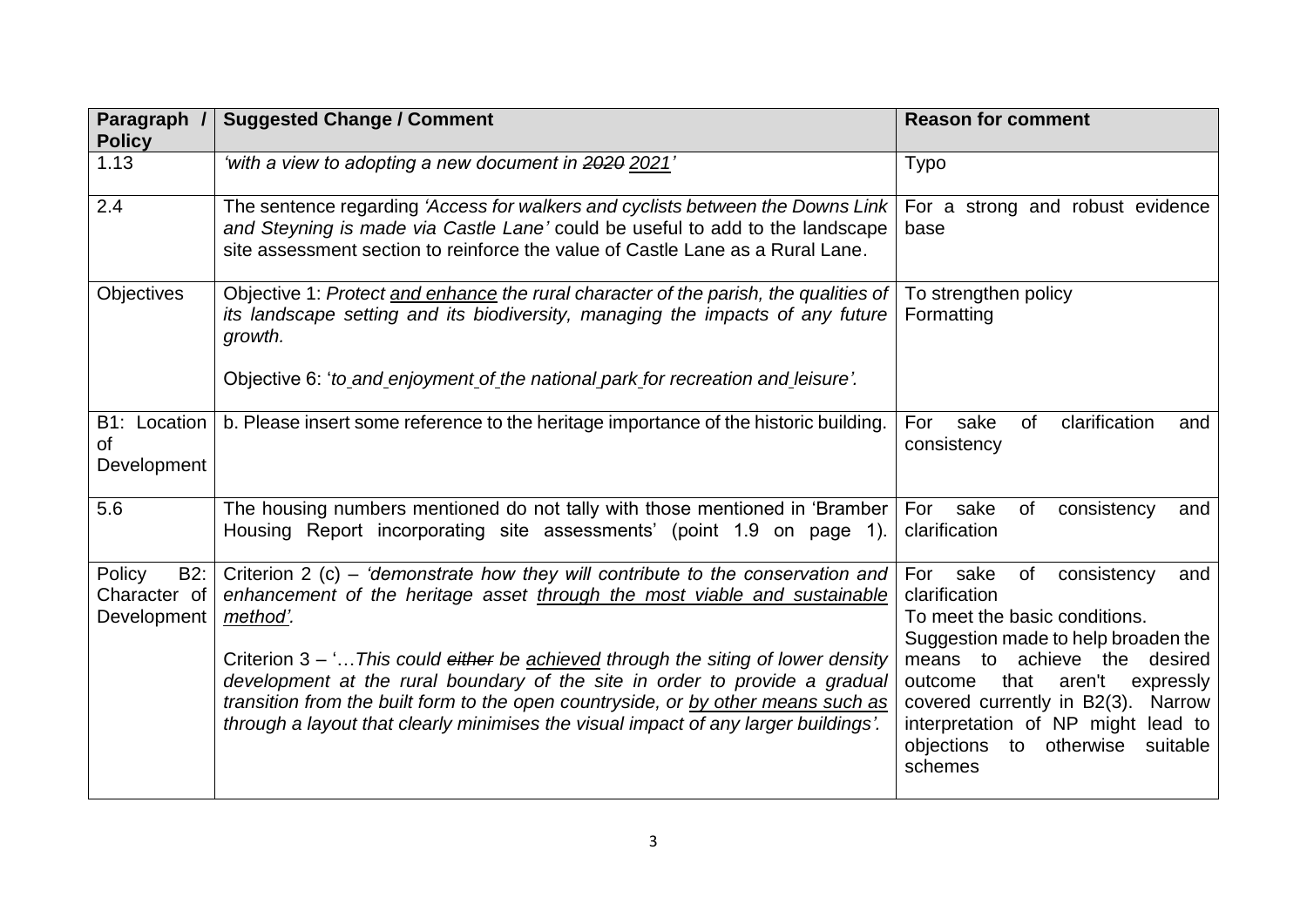| Paragraph / Policy | Suggested Change / Comment | Reason for comment |
| --- | --- | --- |
| 1.13 | *'with a view to adopting a new document in ~~2020~~ 2021'* | Typo |
| 2.4 | The sentence regarding *'Access for walkers and cyclists between the Downs Link and Steyning is made via Castle Lane'* could be useful to add to the landscape site assessment section to reinforce the value of Castle Lane as a Rural Lane. | For a strong and robust evidence base |
| Objectives | Objective 1: *Protect <u>and enhance</u> the rural character of the parish, the qualities of its landscape setting and its biodiversity, managing the impacts of any future growth.*<br><br>Objective 6: '*to and enjoyment of the national park for recreation and leisure'.* | To strengthen policy<br>Formatting |
| B1: Location of Development | b. Please insert some reference to the heritage importance of the historic building. | For sake of clarification and consistency |
| 5.6 | The housing numbers mentioned do not tally with those mentioned in 'Bramber Housing Report incorporating site assessments' (point 1.9 on page 1). | For sake of consistency and clarification |
| Policy B2: Character of Development | Criterion 2 (c) – *'demonstrate how they will contribute to the conservation and enhancement of the heritage asset <u>through the most viable and sustainable method</u>'.*<br><br>Criterion 3 – '…*This could ~~either~~ be <u>achieved</u> through the siting of lower density development at the rural boundary of the site in order to provide a gradual transition from the built form to the open countryside, or <u>by other means such as</u> through a layout that clearly minimises the visual impact of any larger buildings'.* | For sake of consistency and clarification<br>To meet the basic conditions.<br>Suggestion made to help broaden the means to achieve the desired outcome that aren't expressly covered currently in B2(3). Narrow interpretation of NP might lead to objections to otherwise suitable schemes |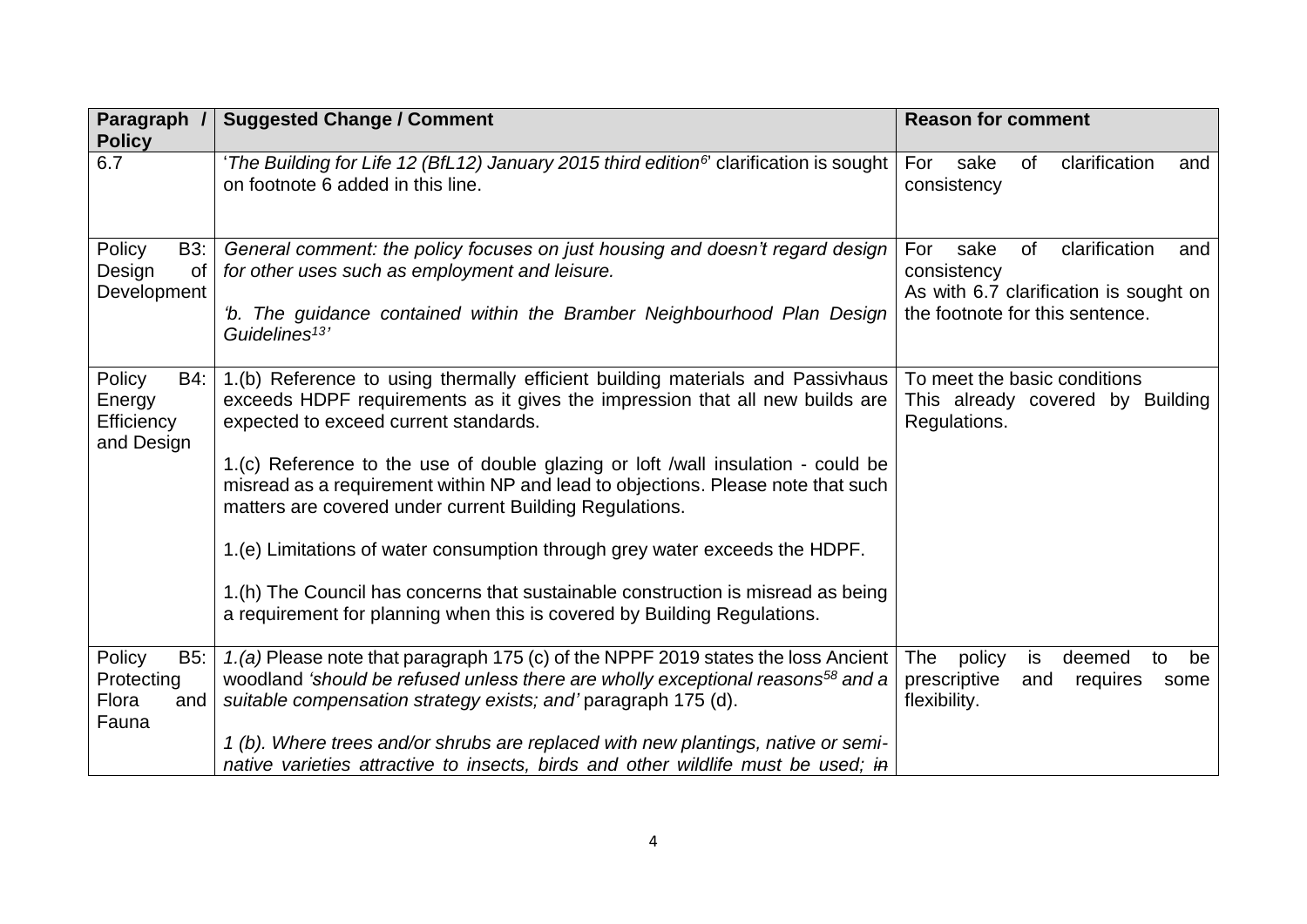| Paragraph / Policy | Suggested Change / Comment | Reason for comment |
|---|---|---|
| 6.7 | '*The Building for Life 12 (BfL12) January 2015 third edition*[6]' clarification is sought on footnote 6 added in this line. | For sake of clarification and consistency |
| Policy B3: Design of Development | *General comment: the policy focuses on just housing and doesn't regard design for other uses such as employment and leisure.*<br><br>*'b. The guidance contained within the Bramber Neighbourhood Plan Design Guidelines*[13]*'* | For sake of clarification and consistency<br>As with 6.7 clarification is sought on the footnote for this sentence. |
| Policy B4: Energy Efficiency and Design | 1.(b) Reference to using thermally efficient building materials and Passivhaus exceeds HDPF requirements as it gives the impression that all new builds are expected to exceed current standards.<br><br>1.(c) Reference to the use of double glazing or loft /wall insulation - could be misread as a requirement within NP and lead to objections. Please note that such matters are covered under current Building Regulations.<br><br>1.(e) Limitations of water consumption through grey water exceeds the HDPF.<br><br>1.(h) The Council has concerns that sustainable construction is misread as being a requirement for planning when this is covered by Building Regulations. | To meet the basic conditions<br>This already covered by Building Regulations. |
| Policy B5: Protecting Flora and Fauna | *1.(a)* Please note that paragraph 175 (c) of the NPPF 2019 states the loss Ancient woodland *'should be refused unless there are wholly exceptional reasons*[58] *and a suitable compensation strategy exists; and'* paragraph 175 (d).<br><br>*1 (b). Where trees and/or shrubs are replaced with new plantings, native or semi-native varieties attractive to insects, birds and other wildlife must be used;* ~~*in*~~ | The policy is deemed to be prescriptive and requires some flexibility. |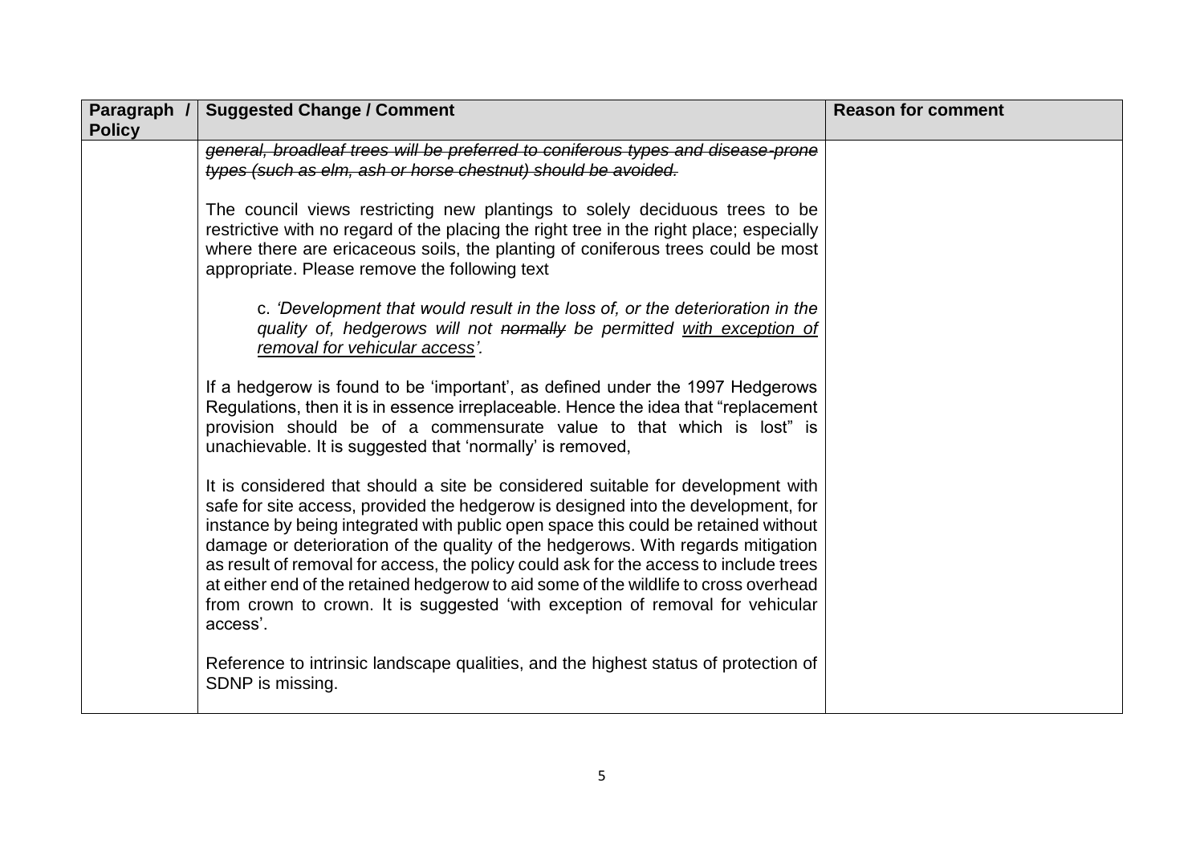| Paragraph / Policy | Suggested Change / Comment | Reason for comment |
| --- | --- | --- |
| | ~~*general, broadleaf trees will be preferred to coniferous types and disease-prone types (such as elm, ash or horse chestnut) should be avoided.*~~<br><br>The council views restricting new plantings to solely deciduous trees to be restrictive with no regard of the placing the right tree in the right place; especially where there are ericaceous soils, the planting of coniferous trees could be most appropriate. Please remove the following text<br><br>c. *'Development that would result in the loss of, or the deterioration in the quality of, hedgerows will not ~~normally~~ be permitted <u>with exception of removal for vehicular access</u>'.*<br><br>If a hedgerow is found to be 'important', as defined under the 1997 Hedgerows Regulations, then it is in essence irreplaceable. Hence the idea that "replacement provision should be of a commensurate value to that which is lost" is unachievable. It is suggested that 'normally' is removed,<br><br>It is considered that should a site be considered suitable for development with safe for site access, provided the hedgerow is designed into the development, for instance by being integrated with public open space this could be retained without damage or deterioration of the quality of the hedgerows. With regards mitigation as result of removal for access, the policy could ask for the access to include trees at either end of the retained hedgerow to aid some of the wildlife to cross overhead from crown to crown. It is suggested 'with exception of removal for vehicular access'.<br><br>Reference to intrinsic landscape qualities, and the highest status of protection of SDNP is missing. | |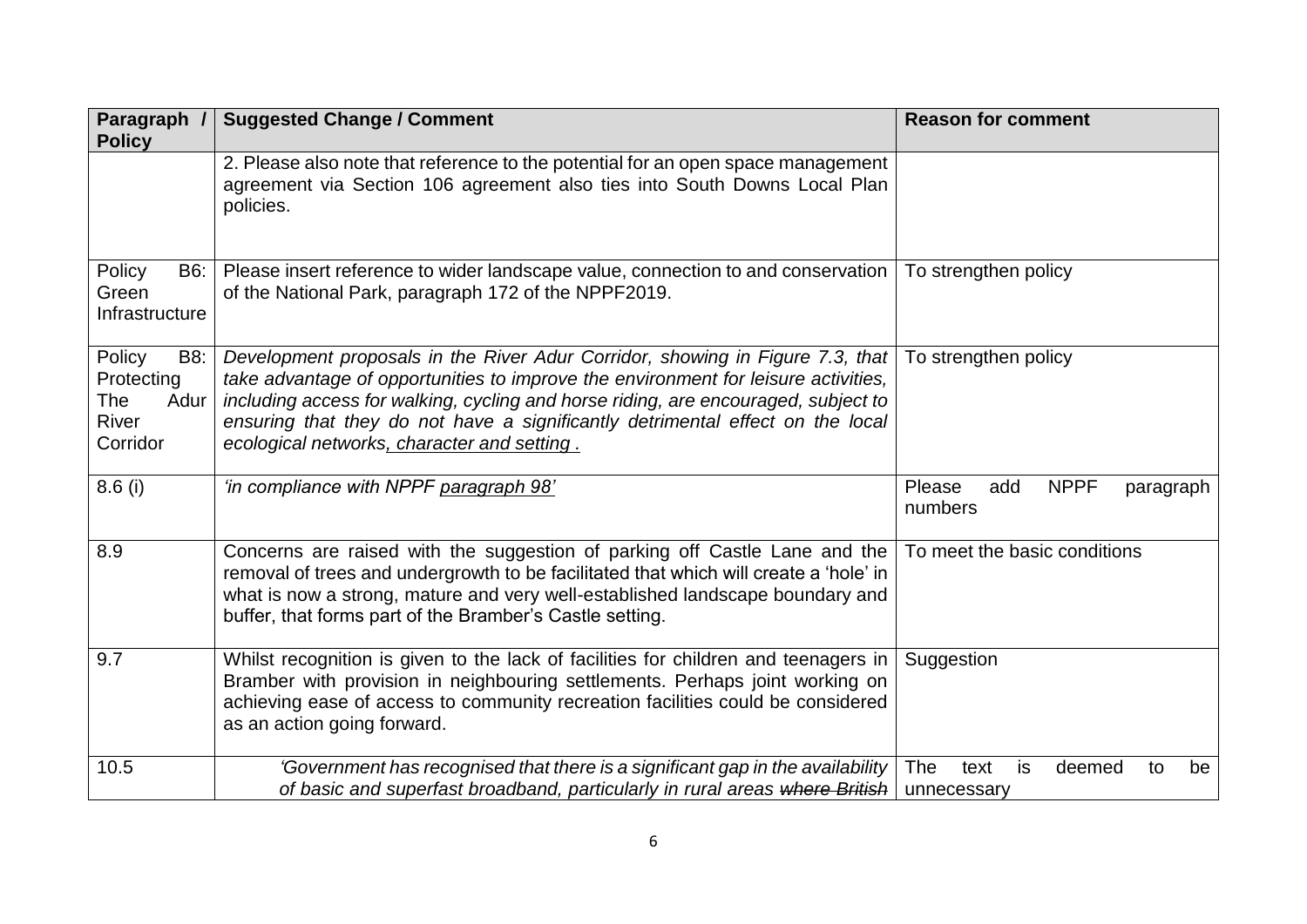| Paragraph / Policy | Suggested Change / Comment | Reason for comment |
| --- | --- | --- |
| | 2. Please also note that reference to the potential for an open space management agreement via Section 106 agreement also ties into South Downs Local Plan policies. | |
| Policy B6: Green Infrastructure | Please insert reference to wider landscape value, connection to and conservation of the National Park, paragraph 172 of the NPPF2019. | To strengthen policy |
| Policy B8: Protecting The Adur River Corridor | *Development proposals in the River Adur Corridor, showing in Figure 7.3, that take advantage of opportunities to improve the environment for leisure activities, including access for walking, cycling and horse riding, are encouraged, subject to ensuring that they do not have a significantly detrimental effect on the local ecological networks<u>, character and setting</u> .* | To strengthen policy |
| 8.6 (i) | *'in compliance with NPPF <u>paragraph 98</u>'* | Please add NPPF paragraph numbers |
| 8.9 | Concerns are raised with the suggestion of parking off Castle Lane and the removal of trees and undergrowth to be facilitated that which will create a 'hole' in what is now a strong, mature and very well-established landscape boundary and buffer, that forms part of the Bramber's Castle setting. | To meet the basic conditions |
| 9.7 | Whilst recognition is given to the lack of facilities for children and teenagers in Bramber with provision in neighbouring settlements. Perhaps joint working on achieving ease of access to community recreation facilities could be considered as an action going forward. | Suggestion |
| 10.5 | *'Government has recognised that there is a significant gap in the availability of basic and superfast broadband, particularly in rural areas ~~where British~~* | The text is deemed to be unnecessary |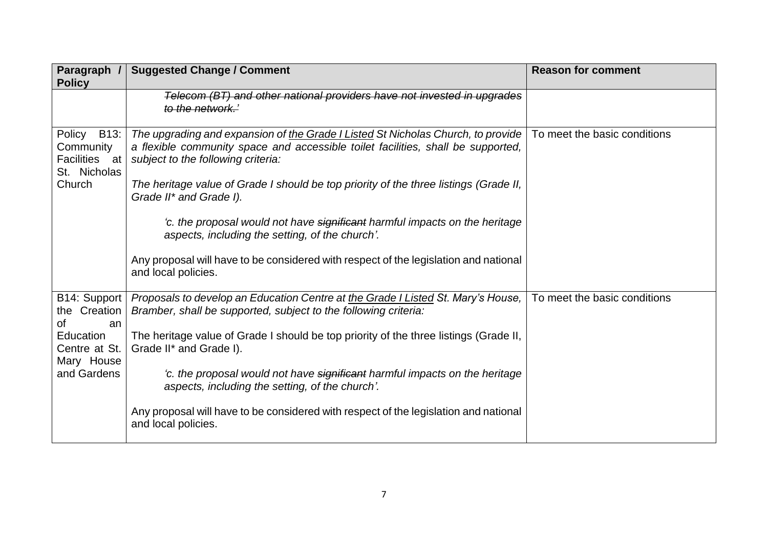| Paragraph / Policy | Suggested Change / Comment | Reason for comment |
|---|---|---|
| | ~~*Telecom (BT) and other national providers have not invested in upgrades to the network.'*~~ | |
| Policy B13: Community Facilities at St. Nicholas Church | *The upgrading and expansion of <u>the Grade I Listed</u> St Nicholas Church, to provide a flexible community space and accessible toilet facilities, shall be supported, subject to the following criteria:*<br><br>*The heritage value of Grade I should be top priority of the three listings (Grade II, Grade II\* and Grade I).*<br><br>*'c. the proposal would not have ~~significant~~ harmful impacts on the heritage aspects, including the setting, of the church'.*<br><br>Any proposal will have to be considered with respect of the legislation and national and local policies. | To meet the basic conditions |
| B14: Support the Creation of an Education Centre at St. Mary House and Gardens | *Proposals to develop an Education Centre at <u>the Grade I Listed</u> St. Mary's House, Bramber, shall be supported, subject to the following criteria:*<br><br>The heritage value of Grade I should be top priority of the three listings (Grade II, Grade II\* and Grade I).<br><br>*'c. the proposal would not have ~~significant~~ harmful impacts on the heritage aspects, including the setting, of the church'.*<br><br>Any proposal will have to be considered with respect of the legislation and national and local policies. | To meet the basic conditions |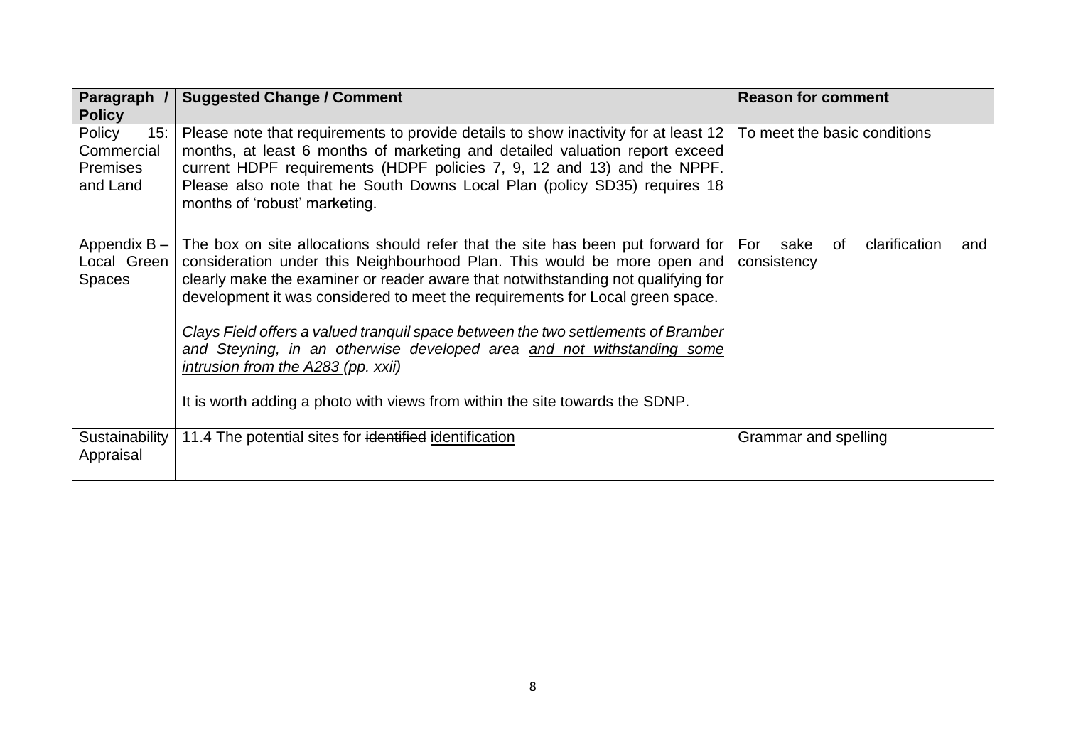| Paragraph / Policy | Suggested Change / Comment | Reason for comment |
|---|---|---|
| Policy 15: Commercial Premises and Land | Please note that requirements to provide details to show inactivity for at least 12 months, at least 6 months of marketing and detailed valuation report exceed current HDPF requirements (HDPF policies 7, 9, 12 and 13) and the NPPF. Please also note that he South Downs Local Plan (policy SD35) requires 18 months of 'robust' marketing. | To meet the basic conditions |
| Appendix B – Local Green Spaces | The box on site allocations should refer that the site has been put forward for consideration under this Neighbourhood Plan. This would be more open and clearly make the examiner or reader aware that notwithstanding not qualifying for development it was considered to meet the requirements for Local green space.<br><br>*Clays Field offers a valued tranquil space between the two settlements of Bramber and Steyning, in an otherwise developed area* <u>*and not withstanding some intrusion from the A283*</u> *(pp. xxii)*<br><br>It is worth adding a photo with views from within the site towards the SDNP. | For sake of clarification and consistency |
| Sustainability Appraisal | 11.4 The potential sites for ~~identified~~ <u>identification</u> | Grammar and spelling |